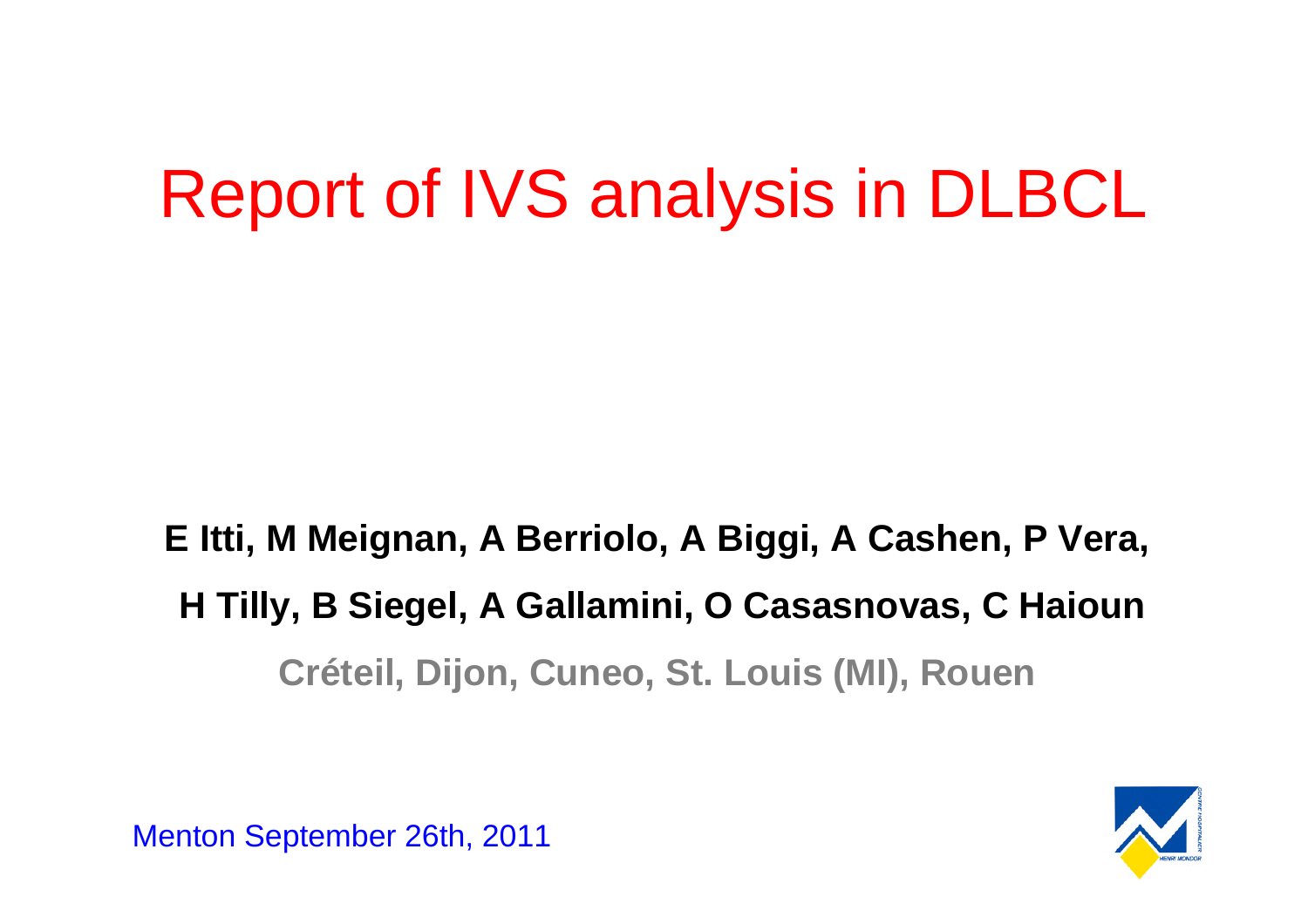# Report of IVS analysis in DLBCL

**E Itti, M Meignan, A Berriolo, A Biggi, A Cashen, P Vera,**

**H Tilly, B Siegel, A Gallamini, O Casasnovas, C Haioun**

**Créteil, Dijon, Cuneo, St. Louis (MI), Rouen**

Menton September 26th, 2011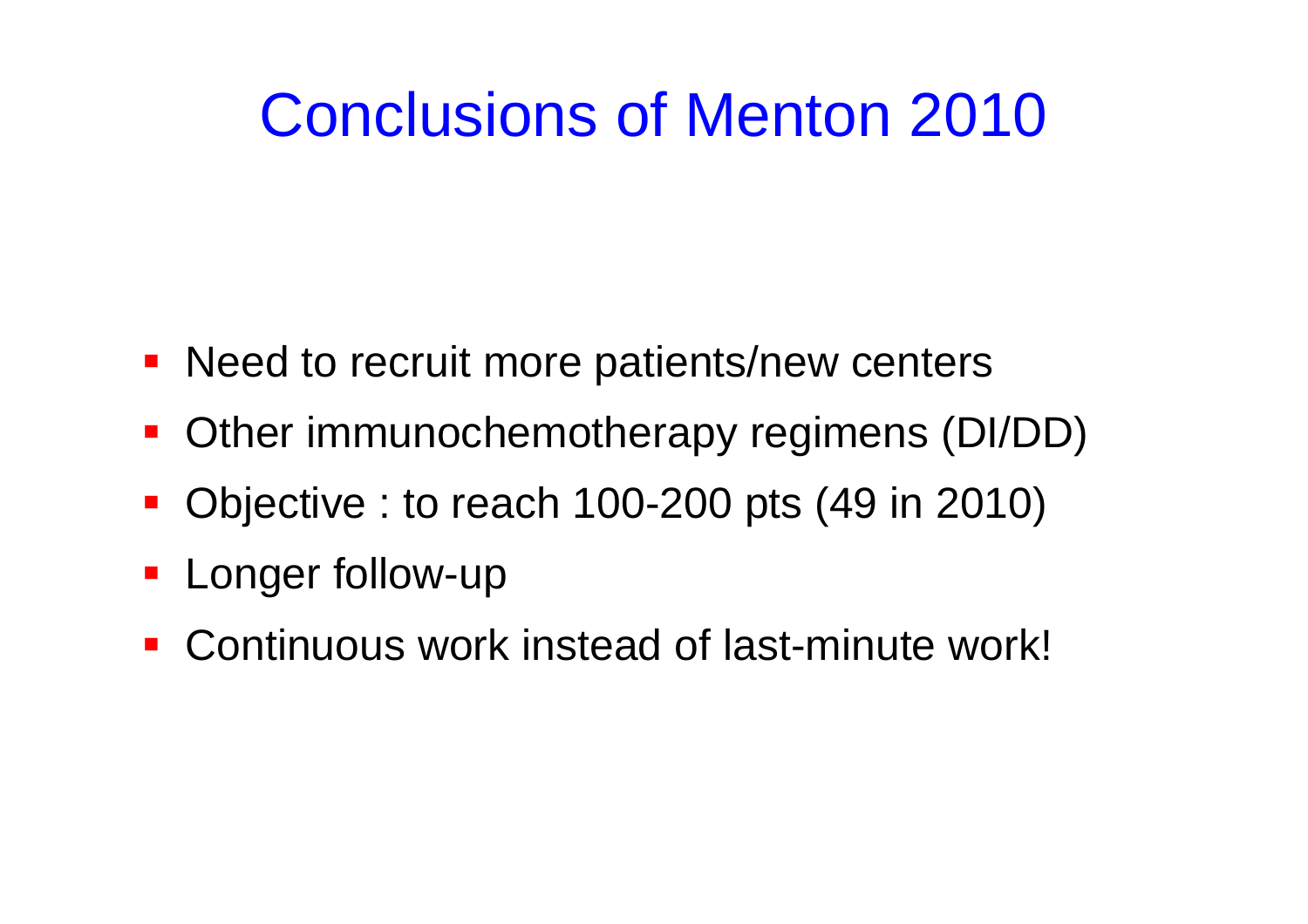# Conclusions of Menton 2010

- Need to recruit more patients/new centers
- Other immunochemotherapy regimens (DI/DD)
- Objective : to reach 100-200 pts (49 in 2010)
- Longer follow-up
- Continuous work instead of last-minute work!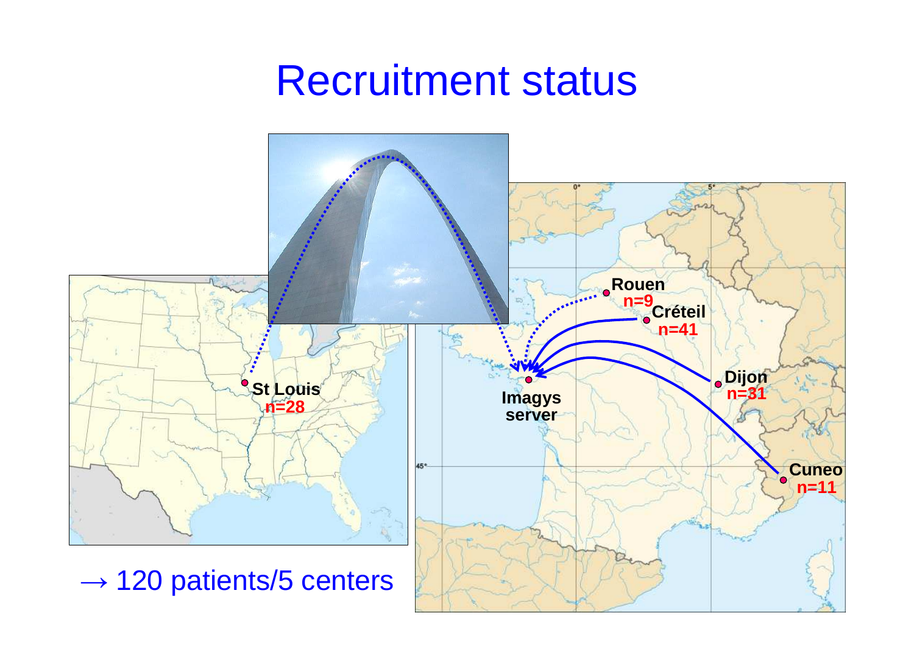# Recruitment status

Rouen n=9

Créteil n=41

Dijon n=31

Cuneo n=11

St Louis n=28

Imagys server

→ 120 patients/5 centers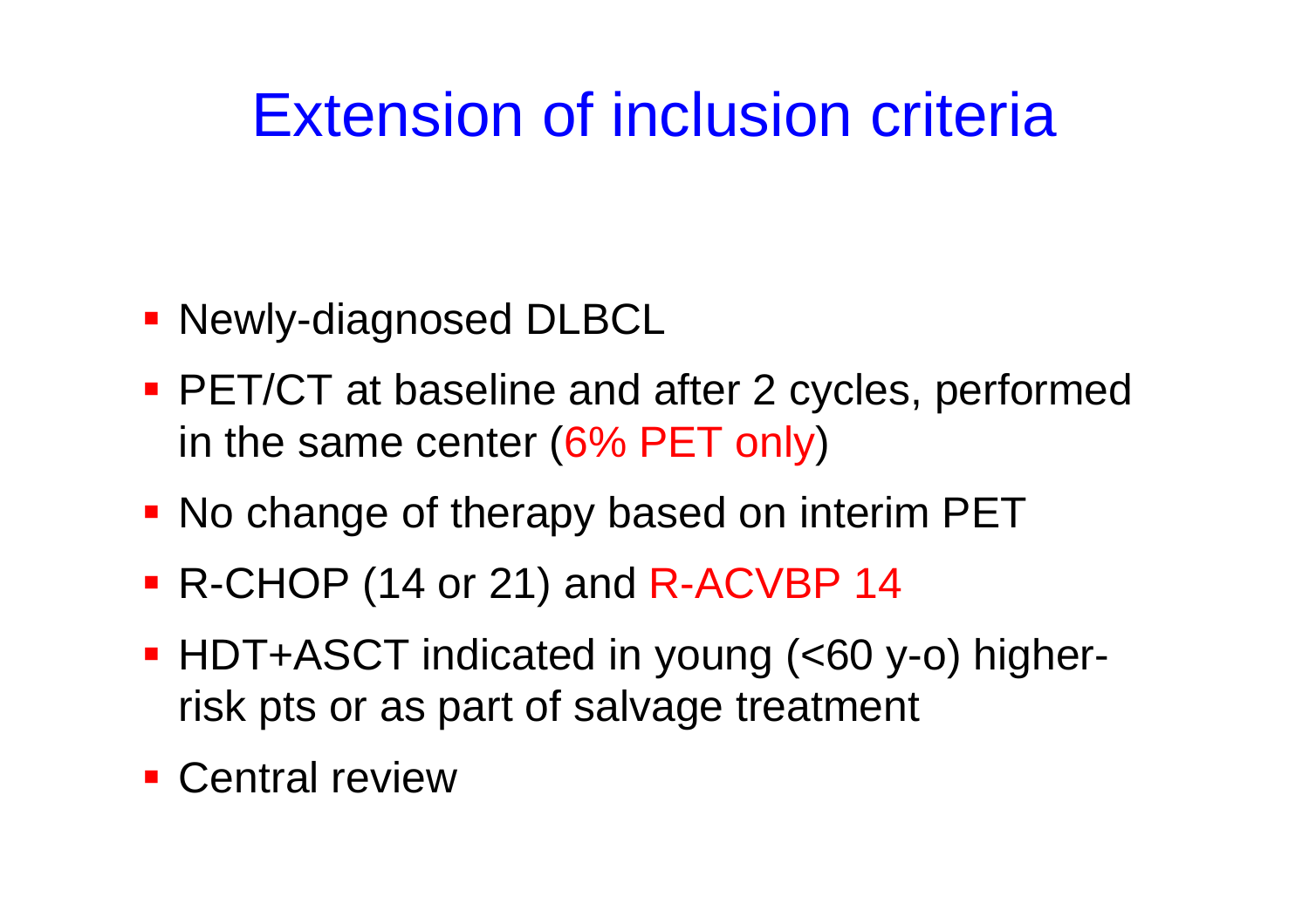# Extension of inclusion criteria

- Newly-diagnosed DLBCL
- PET/CT at baseline and after 2 cycles, performed in the same center (6% PET only)
- No change of therapy based on interim PET
- R-CHOP (14 or 21) and R-ACVBP 14
- HDT+ASCT indicated in young (<60 y-o) higher-risk pts or as part of salvage treatment
- Central review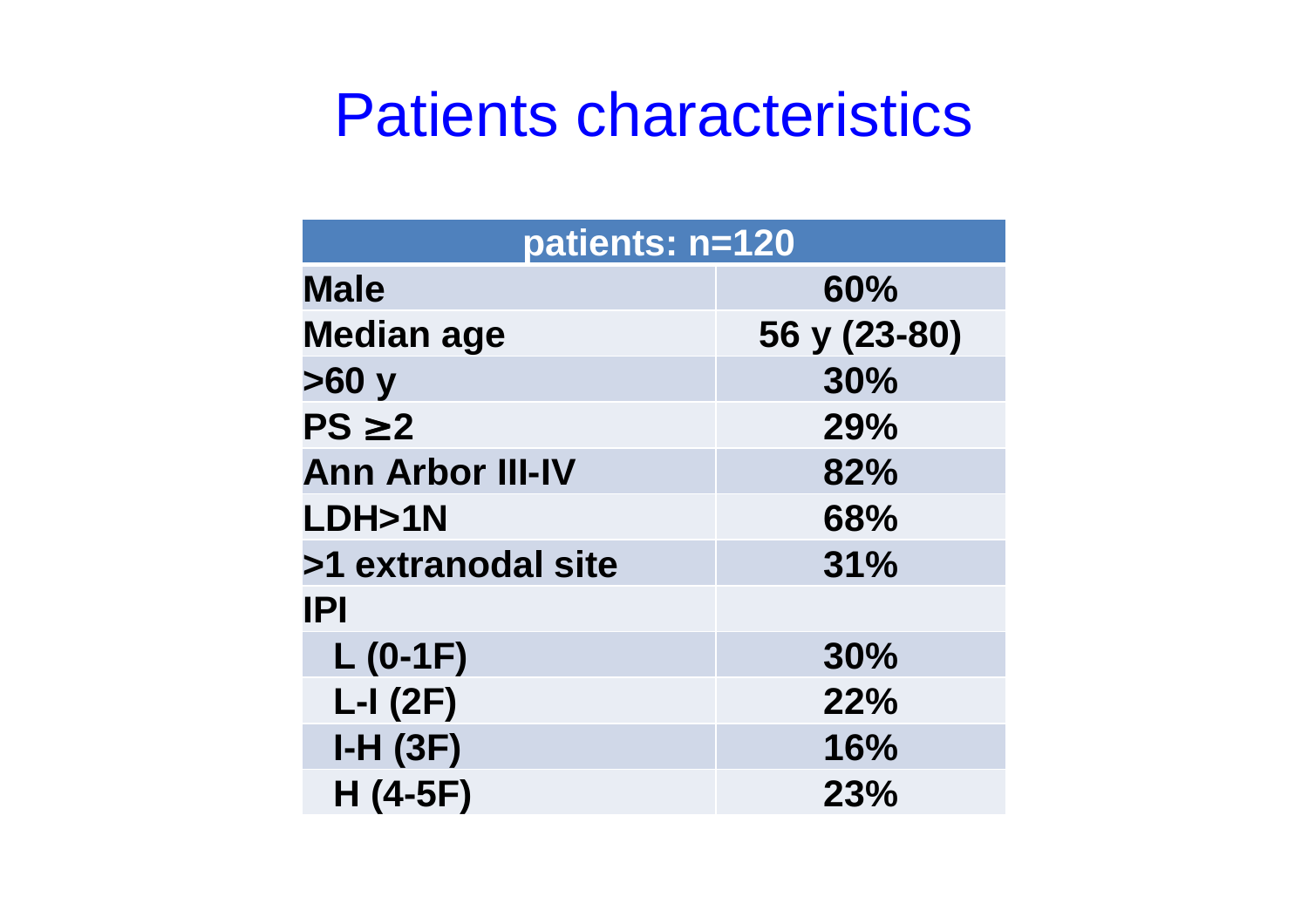# Patients characteristics

| patients: n=120 | |
|---|---|
| **Male** | **60%** |
| **Median age** | **56 y (23-80)** |
| **>60 y** | **30%** |
| **PS ≥2** | **29%** |
| **Ann Arbor III-IV** | **82%** |
| **LDH>1N** | **68%** |
| **>1 extranodal site** | **31%** |
| **IPI** | |
| **L (0-1F)** | **30%** |
| **L-I (2F)** | **22%** |
| **I-H (3F)** | **16%** |
| **H (4-5F)** | **23%** |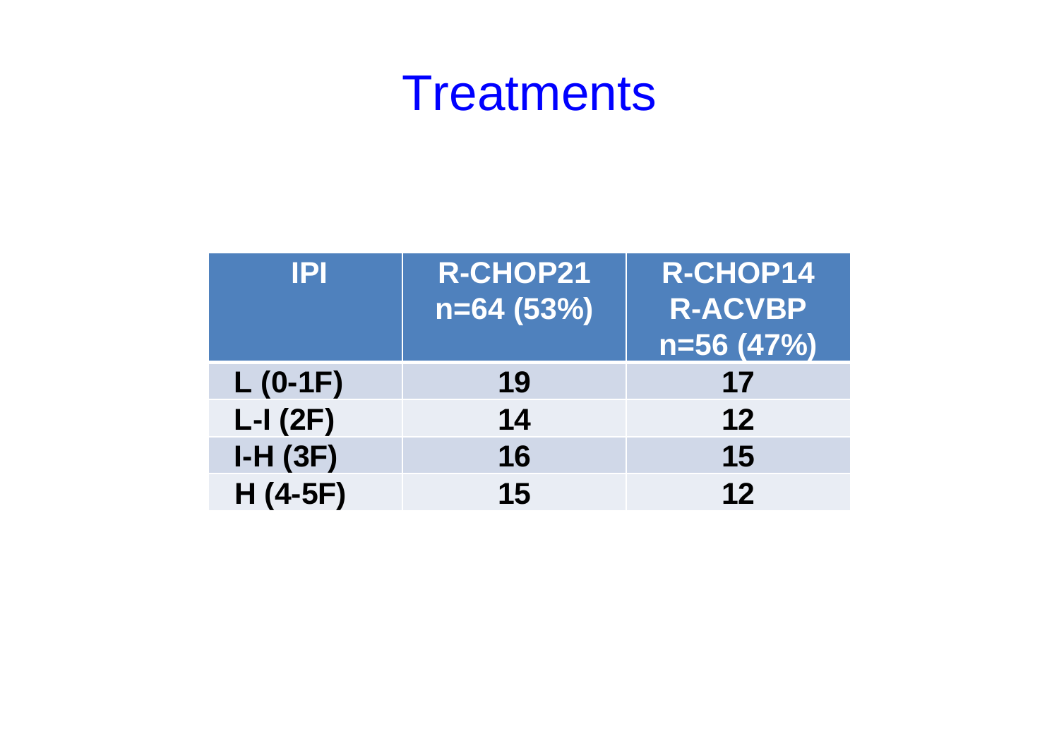# Treatments

| IPI | R-CHOP21 n=64 (53%) | R-CHOP14 R-ACVBP n=56 (47%) |
|---|---|---|
| L (0-1F) | 19 | 17 |
| L-I (2F) | 14 | 12 |
| I-H (3F) | 16 | 15 |
| H (4-5F) | 15 | 12 |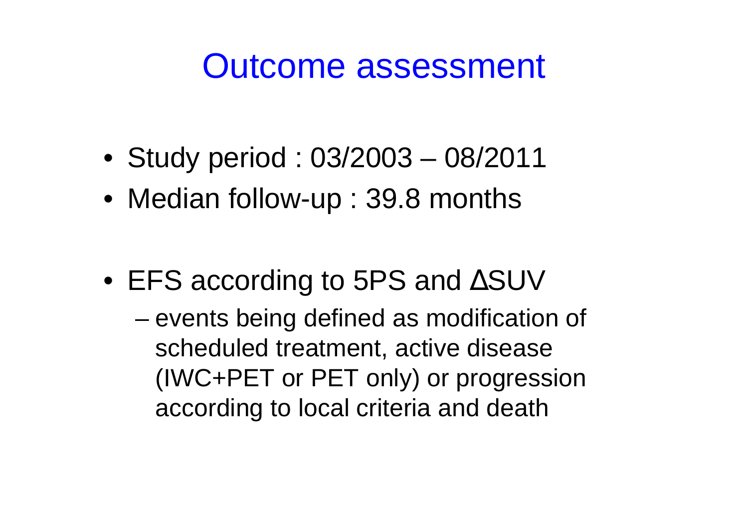# Outcome assessment

- Study period : 03/2003 – 08/2011
- Median follow-up : 39.8 months

- EFS according to 5PS and ΔSUV
  - events being defined as modification of scheduled treatment, active disease (IWC+PET or PET only) or progression according to local criteria and death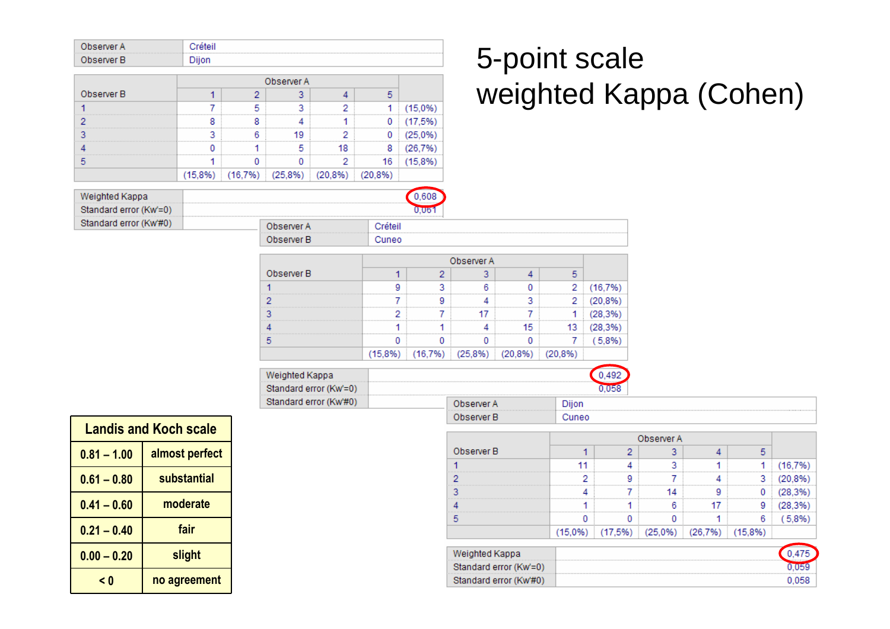# 5-point scale weighted Kappa (Cohen)

| Observer A | Créteil |
|---|---|
| Observer B | Dijon |

| Observer B | Observer A 1 | 2 | 3 | 4 | 5 | |
|---|---|---|---|---|---|---|
| 1 | 7 | 5 | 3 | 2 | 1 | (15,0%) |
| 2 | 8 | 8 | 4 | 1 | 0 | (17,5%) |
| 3 | 3 | 6 | 19 | 2 | 0 | (25,0%) |
| 4 | 0 | 1 | 5 | 18 | 8 | (26,7%) |
| 5 | 1 | 0 | 0 | 2 | 16 | (15,8%) |
| | (15,8%) | (16,7%) | (25,8%) | (20,8%) | (20,8%) | |

| | |
|---|---|
| Weighted Kappa | 0,608 |
| Standard error (Kw'=0) | 0,061 |
| Standard error (Kw'#0) | |

| Observer A | Créteil |
|---|---|
| Observer B | Cuneo |

| Observer B | Observer A 1 | 2 | 3 | 4 | 5 | |
|---|---|---|---|---|---|---|
| 1 | 9 | 3 | 6 | 0 | 2 | (16,7%) |
| 2 | 7 | 9 | 4 | 3 | 2 | (20,8%) |
| 3 | 2 | 7 | 17 | 7 | 1 | (28,3%) |
| 4 | 1 | 1 | 4 | 15 | 13 | (28,3%) |
| 5 | 0 | 0 | 0 | 0 | 7 | ( 5,8%) |
| | (15,8%) | (16,7%) | (25,8%) | (20,8%) | (20,8%) | |

| | |
|---|---|
| Weighted Kappa | 0,492 |
| Standard error (Kw'=0) | 0,058 |
| Standard error (Kw'#0) | |

| Observer A | Dijon |
|---|---|
| Observer B | Cuneo |

| Observer B | Observer A 1 | 2 | 3 | 4 | 5 | |
|---|---|---|---|---|---|---|
| 1 | 11 | 4 | 3 | 1 | 1 | (16,7%) |
| 2 | 2 | 9 | 7 | 4 | 3 | (20,8%) |
| 3 | 4 | 7 | 14 | 9 | 0 | (28,3%) |
| 4 | 1 | 1 | 6 | 17 | 9 | (28,3%) |
| 5 | 0 | 0 | 0 | 1 | 6 | ( 5,8%) |
| | (15,0%) | (17,5%) | (25,0%) | (26,7%) | (15,8%) | |

| | |
|---|---|
| Weighted Kappa | 0,475 |
| Standard error (Kw'=0) | 0,059 |
| Standard error (Kw'#0) | 0,058 |

| Landis and Koch scale | |
|---|---|
| 0.81 – 1.00 | almost perfect |
| 0.61 – 0.80 | substantial |
| 0.41 – 0.60 | moderate |
| 0.21 – 0.40 | fair |
| 0.00 – 0.20 | slight |
| < 0 | no agreement |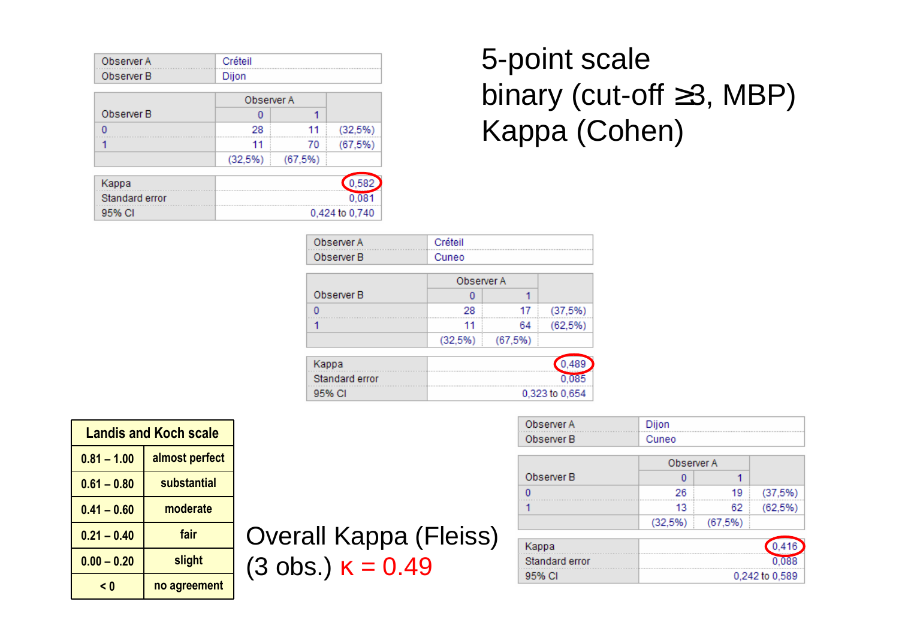5-point scale

binary (cut-off ≥3, MBP)

Kappa (Cohen)

| Observer A | Créteil |
|---|---|
| Observer B | Dijon |

| Observer B | Observer A 0 | Observer A 1 | |
|---|---|---|---|
| 0 | 28 | 11 | (32,5%) |
| 1 | 11 | 70 | (67,5%) |
| | (32,5%) | (67,5%) | |

| | |
|---|---|
| Kappa | 0,582 |
| Standard error | 0,081 |
| 95% CI | 0,424 to 0,740 |

| Observer A | Créteil |
|---|---|
| Observer B | Cuneo |

| Observer B | Observer A 0 | Observer A 1 | |
|---|---|---|---|
| 0 | 28 | 17 | (37,5%) |
| 1 | 11 | 64 | (62,5%) |
| | (32,5%) | (67,5%) | |

| | |
|---|---|
| Kappa | 0,489 |
| Standard error | 0,085 |
| 95% CI | 0,323 to 0,654 |

| Observer A | Dijon |
|---|---|
| Observer B | Cuneo |

| Observer B | Observer A 0 | Observer A 1 | |
|---|---|---|---|
| 0 | 26 | 19 | (37,5%) |
| 1 | 13 | 62 | (62,5%) |
| | (32,5%) | (67,5%) | |

| | |
|---|---|
| Kappa | 0,416 |
| Standard error | 0,088 |
| 95% CI | 0,242 to 0,589 |

| Landis and Koch scale | |
|---|---|
| 0.81 – 1.00 | almost perfect |
| 0.61 – 0.80 | substantial |
| 0.41 – 0.60 | moderate |
| 0.21 – 0.40 | fair |
| 0.00 – 0.20 | slight |
| < 0 | no agreement |

Overall Kappa (Fleiss)
(3 obs.) $\kappa = 0.49$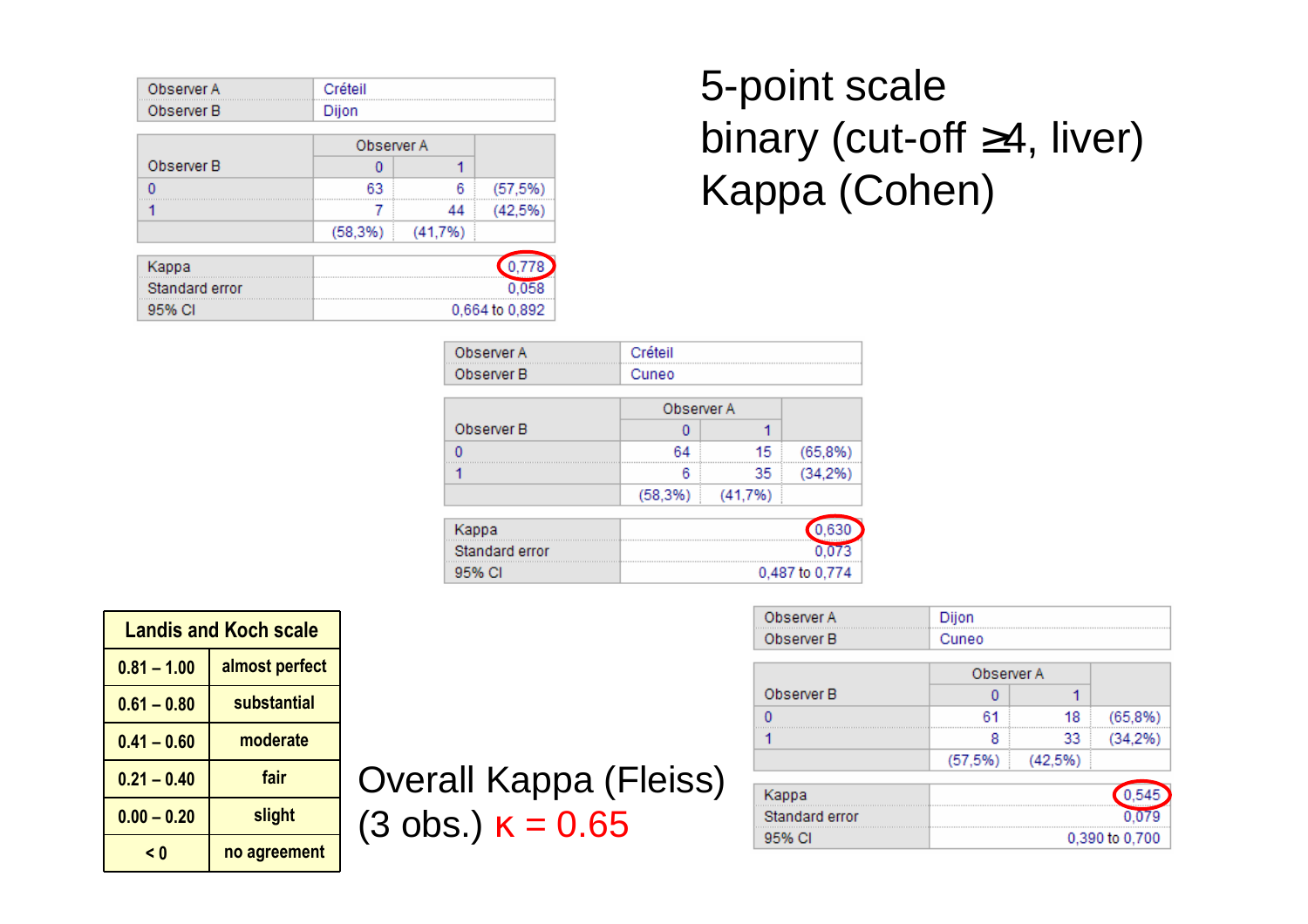## 5-point scale
## binary (cut-off ≥4, liver)
## Kappa (Cohen)

| | |
|---|---|
| Observer A | Créteil |
| Observer B | Dijon |

| Observer B | Observer A | | |
|---|---|---|---|
| | 0 | 1 | |
| 0 | 63 | 6 | (57,5%) |
| 1 | 7 | 44 | (42,5%) |
| | (58,3%) | (41,7%) | |

| | |
|---|---|
| Kappa | 0,778 |
| Standard error | 0,058 |
| 95% CI | 0,664 to 0,892 |

| | |
|---|---|
| Observer A | Créteil |
| Observer B | Cuneo |

| Observer B | Observer A | | |
|---|---|---|---|
| | 0 | 1 | |
| 0 | 64 | 15 | (65,8%) |
| 1 | 6 | 35 | (34,2%) |
| | (58,3%) | (41,7%) | |

| | |
|---|---|
| Kappa | 0,630 |
| Standard error | 0,073 |
| 95% CI | 0,487 to 0,774 |

| | |
|---|---|
| Observer A | Dijon |
| Observer B | Cuneo |

| Observer B | Observer A | | |
|---|---|---|---|
| | 0 | 1 | |
| 0 | 61 | 18 | (65,8%) |
| 1 | 8 | 33 | (34,2%) |
| | (57,5%) | (42,5%) | |

| | |
|---|---|
| Kappa | 0,545 |
| Standard error | 0,079 |
| 95% CI | 0,390 to 0,700 |

| Landis and Koch scale | |
|---|---|
| 0.81 – 1.00 | almost perfect |
| 0.61 – 0.80 | substantial |
| 0.41 – 0.60 | moderate |
| 0.21 – 0.40 | fair |
| 0.00 – 0.20 | slight |
| < 0 | no agreement |

Overall Kappa (Fleiss)
(3 obs.) $\kappa = 0.65$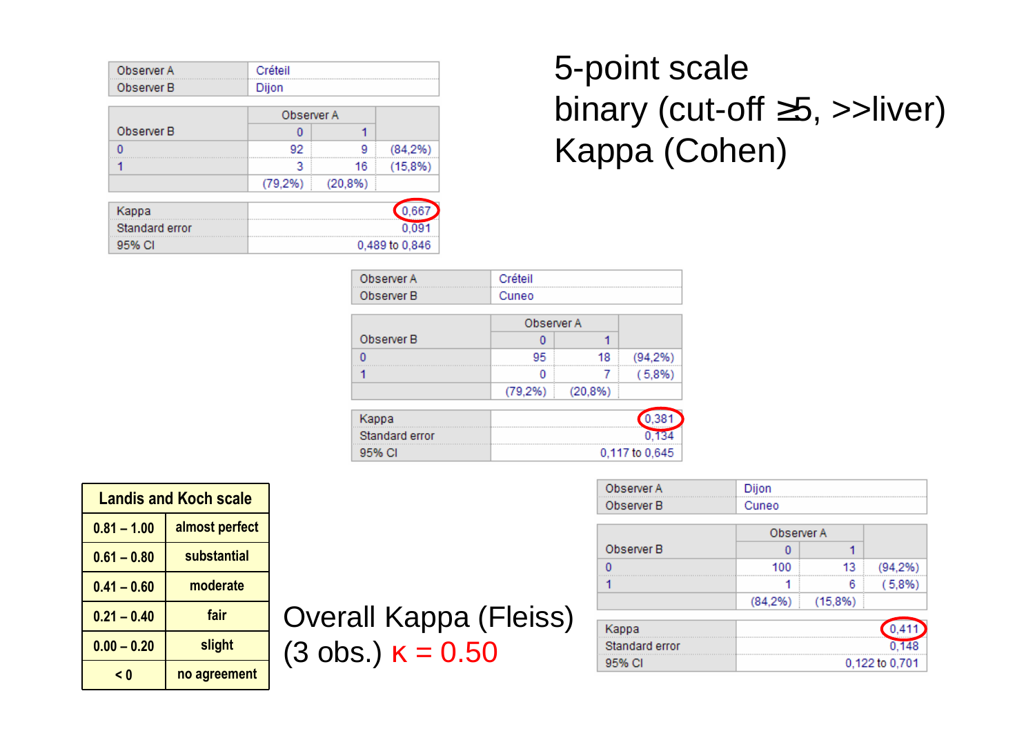5-point scale
binary (cut-off ≥5, >>liver)
Kappa (Cohen)

| Observer A | Créteil |
|---|---|
| Observer B | Dijon |

| Observer B | Observer A 0 | Observer A 1 | |
|---|---|---|---|
| 0 | 92 | 9 | (84,2%) |
| 1 | 3 | 16 | (15,8%) |
| | (79,2%) | (20,8%) | |

| | |
|---|---|
| Kappa | 0,667 |
| Standard error | 0,091 |
| 95% CI | 0,489 to 0,846 |

| Observer A | Créteil |
|---|---|
| Observer B | Cuneo |

| Observer B | Observer A 0 | Observer A 1 | |
|---|---|---|---|
| 0 | 95 | 18 | (94,2%) |
| 1 | 0 | 7 | ( 5,8%) |
| | (79,2%) | (20,8%) | |

| | |
|---|---|
| Kappa | 0,381 |
| Standard error | 0,134 |
| 95% CI | 0,117 to 0,645 |

| Observer A | Dijon |
|---|---|
| Observer B | Cuneo |

| Observer B | Observer A 0 | Observer A 1 | |
|---|---|---|---|
| 0 | 100 | 13 | (94,2%) |
| 1 | 1 | 6 | ( 5,8%) |
| | (84,2%) | (15,8%) | |

| | |
|---|---|
| Kappa | 0,411 |
| Standard error | 0,148 |
| 95% CI | 0,122 to 0,701 |

| Landis and Koch scale | |
|---|---|
| 0.81 – 1.00 | almost perfect |
| 0.61 – 0.80 | substantial |
| 0.41 – 0.60 | moderate |
| 0.21 – 0.40 | fair |
| 0.00 – 0.20 | slight |
| < 0 | no agreement |

Overall Kappa (Fleiss)
(3 obs.) $\kappa = 0.50$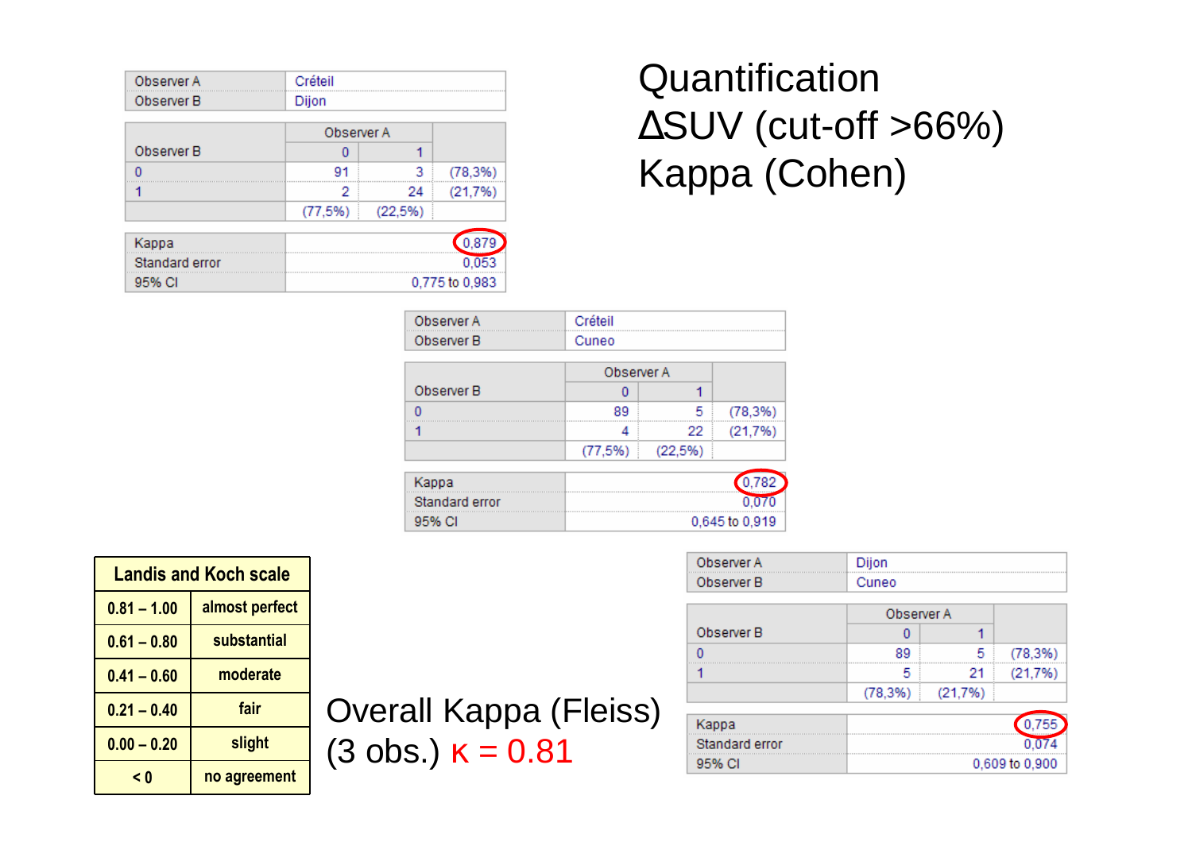# Quantification ΔSUV (cut-off >66%) Kappa (Cohen)

| Observer A | Créteil |
|---|---|
| Observer B | Dijon |

| Observer B | Observer A 0 | Observer A 1 | |
|---|---|---|---|
| 0 | 91 | 3 | (78,3%) |
| 1 | 2 | 24 | (21,7%) |
| | (77,5%) | (22,5%) | |

| | |
|---|---|
| Kappa | 0,879 |
| Standard error | 0,053 |
| 95% CI | 0,775 to 0,983 |

| Observer A | Créteil |
|---|---|
| Observer B | Cuneo |

| Observer B | Observer A 0 | Observer A 1 | |
|---|---|---|---|
| 0 | 89 | 5 | (78,3%) |
| 1 | 4 | 22 | (21,7%) |
| | (77,5%) | (22,5%) | |

| | |
|---|---|
| Kappa | 0,782 |
| Standard error | 0,070 |
| 95% CI | 0,645 to 0,919 |

| Observer A | Dijon |
|---|---|
| Observer B | Cuneo |

| Observer B | Observer A 0 | Observer A 1 | |
|---|---|---|---|
| 0 | 89 | 5 | (78,3%) |
| 1 | 5 | 21 | (21,7%) |
| | (78,3%) | (21,7%) | |

| | |
|---|---|
| Kappa | 0,755 |
| Standard error | 0,074 |
| 95% CI | 0,609 to 0,900 |

| Landis and Koch scale | |
|---|---|
| 0.81 – 1.00 | almost perfect |
| 0.61 – 0.80 | substantial |
| 0.41 – 0.60 | moderate |
| 0.21 – 0.40 | fair |
| 0.00 – 0.20 | slight |
| < 0 | no agreement |

Overall Kappa (Fleiss) (3 obs.) $\kappa = 0.81$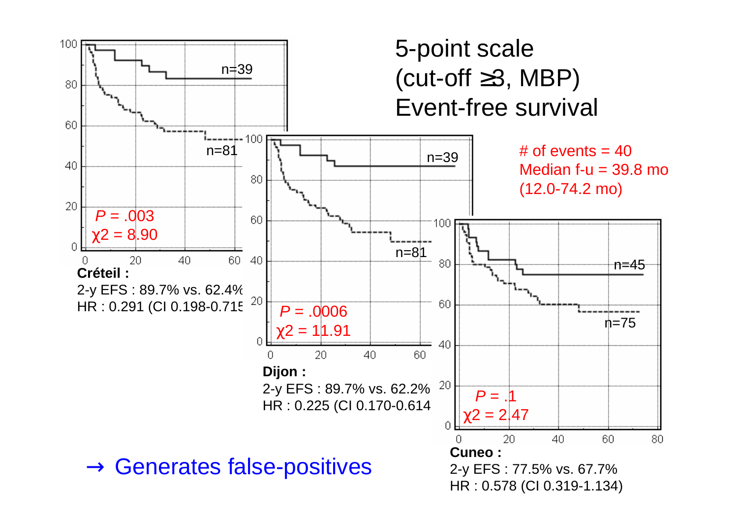# 5-point scale (cut-off ≥3, MBP) Event-free survival

# of events = 40
Median f-u = 39.8 mo (12.0-74.2 mo)

**Créteil :**
2-y EFS : 89.7% vs. 62.4%
HR : 0.291 (CI 0.198-0.715

$P$ = .003
$\chi2$ = 8.90

n=39
n=81

**Dijon :**
2-y EFS : 89.7% vs. 62.2%
HR : 0.225 (CI 0.170-0.614

$P$ = .0006
$\chi2$ = 11.91

n=39
n=81

**Cuneo :**
2-y EFS : 77.5% vs. 67.7%
HR : 0.578 (CI 0.319-1.134)

$P$ = .1
$\chi2$ = 2.47

n=45
n=75

→ Generates false-positives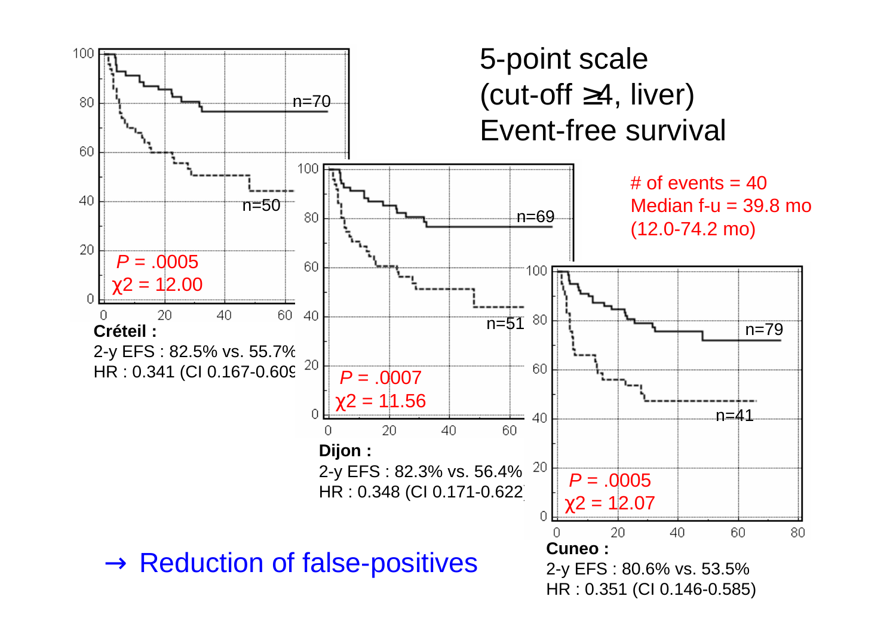# 5-point scale (cut-off ≥4, liver) Event-free survival

# of events = 40
Median f-u = 39.8 mo (12.0-74.2 mo)

**Créteil :**
2-y EFS : 82.5% vs. 55.7%
HR : 0.341 (CI 0.167-0.609

*P* = .0005
χ2 = 12.00

n=70
n=50

**Dijon :**
2-y EFS : 82.3% vs. 56.4%
HR : 0.348 (CI 0.171-0.622

*P* = .0007
χ2 = 11.56

n=69
n=51

**Cuneo :**
2-y EFS : 80.6% vs. 53.5%
HR : 0.351 (CI 0.146-0.585)

*P* = .0005
χ2 = 12.07

n=79
n=41

→ Reduction of false-positives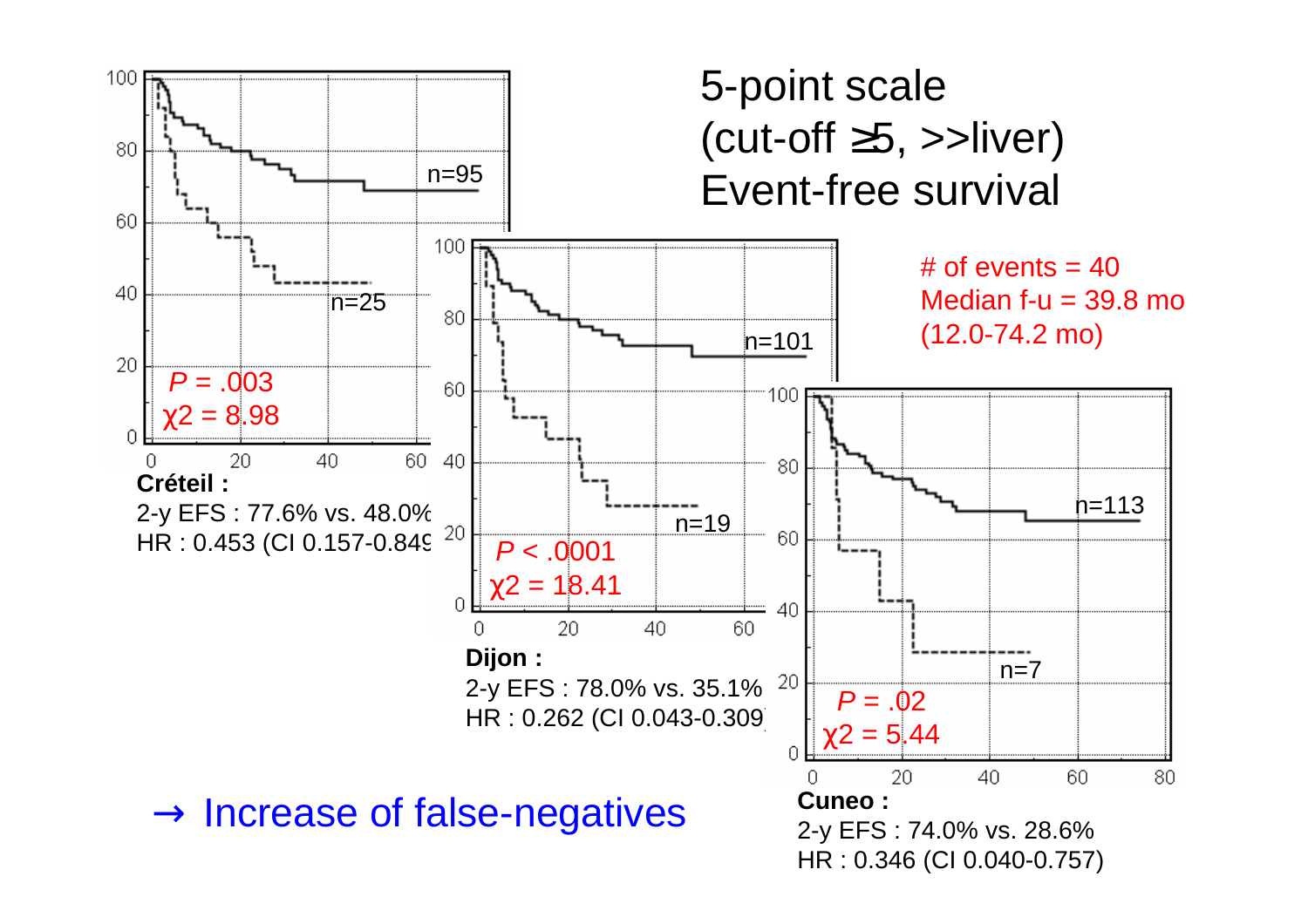# 5-point scale (cut-off ≥5, >>liver) Event-free survival

# of events = 40
Median f-u = 39.8 mo (12.0-74.2 mo)

n=95
n=25
*P* = .003
χ2 = 8.98

**Créteil :**
2-y EFS : 77.6% vs. 48.0%
HR : 0.453 (CI 0.157-0.849

n=101
n=19
*P* < .0001
χ2 = 18.41

**Dijon :**
2-y EFS : 78.0% vs. 35.1%
HR : 0.262 (CI 0.043-0.309

n=113
n=7
*P* = .02
χ2 = 5.44

**Cuneo :**
2-y EFS : 74.0% vs. 28.6%
HR : 0.346 (CI 0.040-0.757)

→ Increase of false-negatives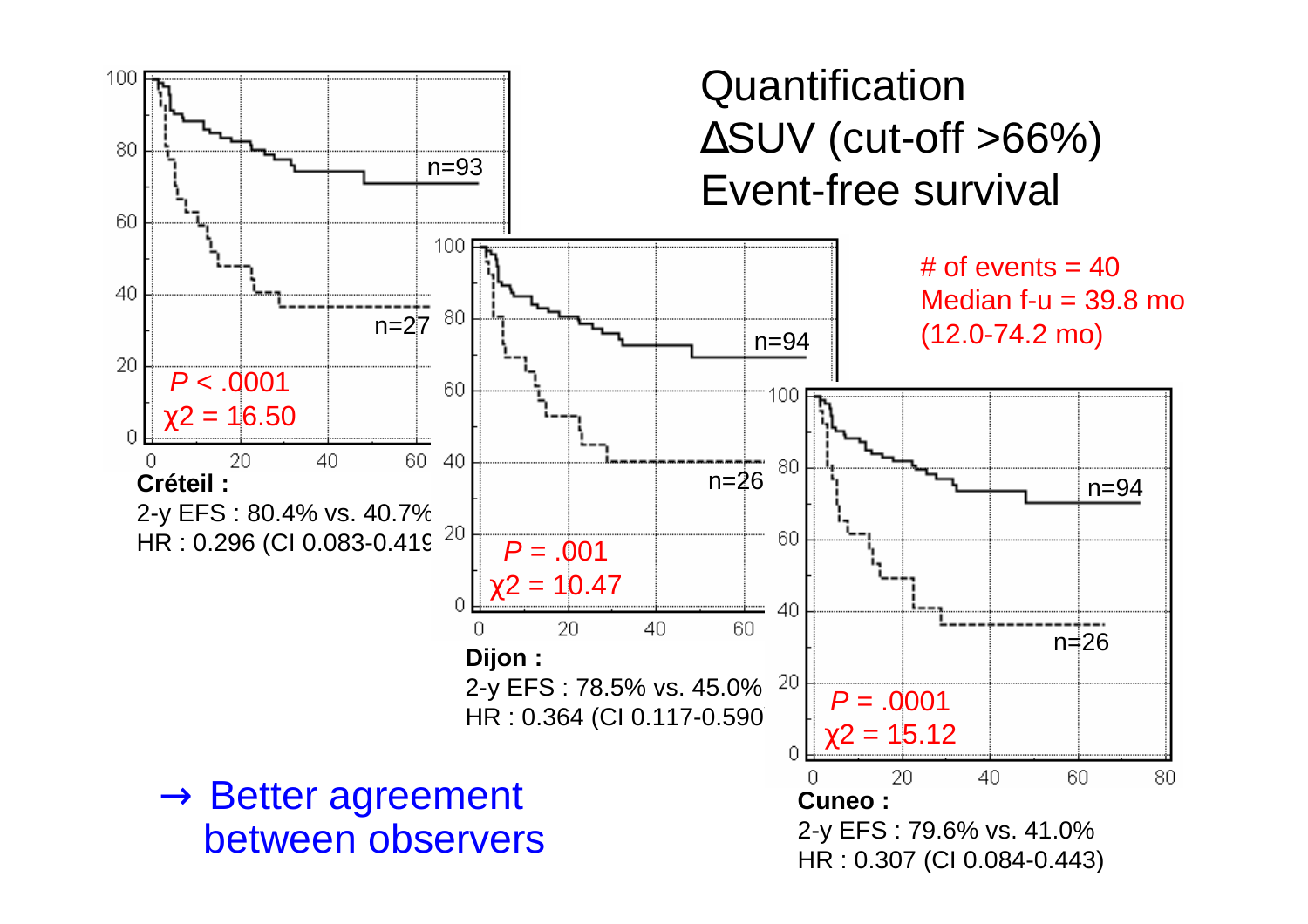# Quantification ΔSUV (cut-off >66%) Event-free survival

# of events = 40
Median f-u = 39.8 mo
(12.0-74.2 mo)

$P < .0001$
$\chi 2 = 16.50$

n=93

n=27

**Créteil :**
2-y EFS : 80.4% vs. 40.7%
HR : 0.296 (CI 0.083-0.419

$P = .001$
$\chi 2 = 10.47$

n=94

n=26

**Dijon :**
2-y EFS : 78.5% vs. 45.0%
HR : 0.364 (CI 0.117-0.590

$P = .0001$
$\chi 2 = 15.12$

n=94

n=26

**Cuneo :**
2-y EFS : 79.6% vs. 41.0%
HR : 0.307 (CI 0.084-0.443)

→ Better agreement between observers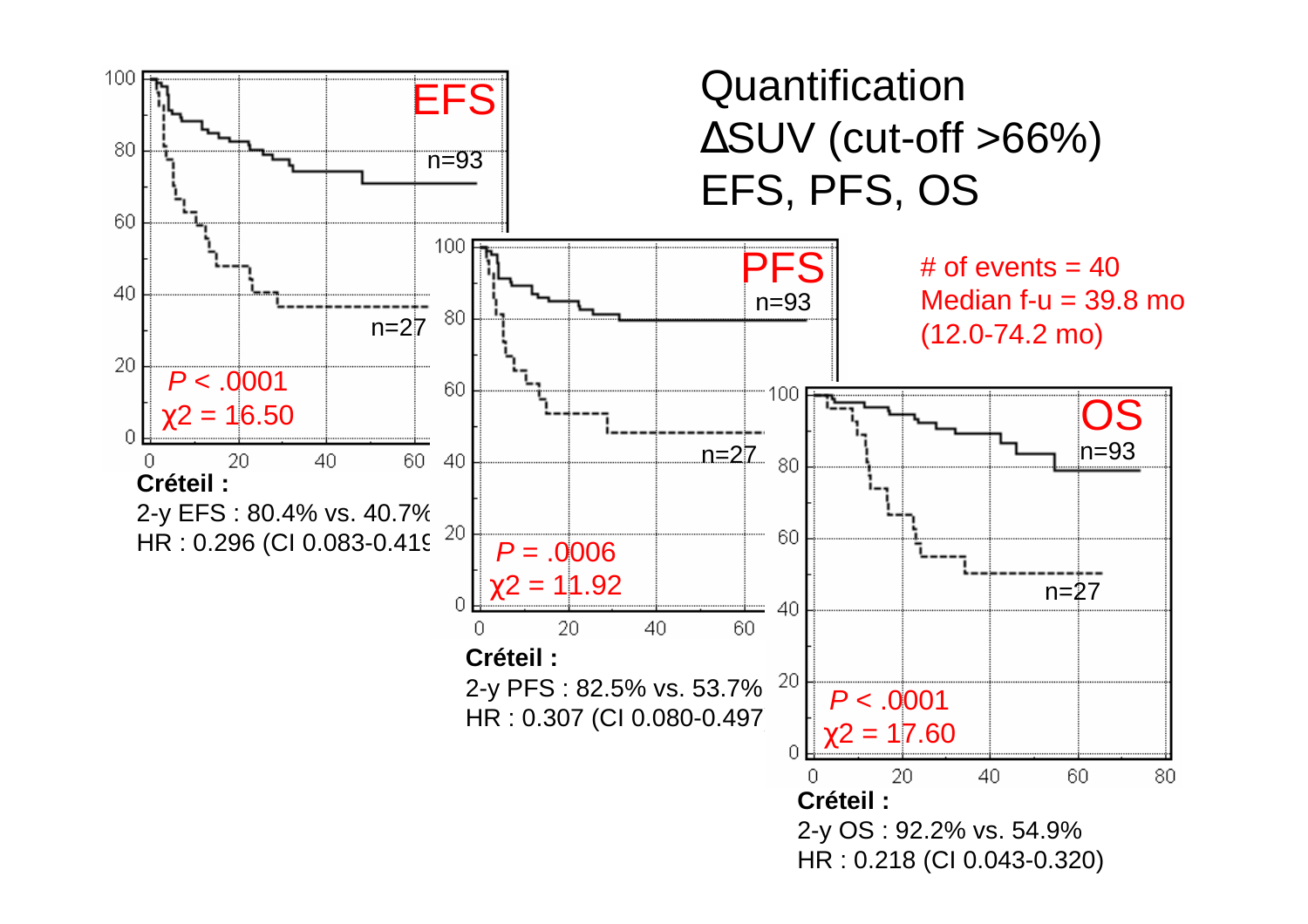# Quantification ΔSUV (cut-off >66%) EFS, PFS, OS

# of events = 40
Median f-u = 39.8 mo
(12.0-74.2 mo)

**EFS**

n=93

n=27

*P* < .0001
$\chi^2$ = 16.50

**Créteil :**
2-y EFS : 80.4% vs. 40.7%
HR : 0.296 (CI 0.083-0.419

**PFS**

n=93

n=27

*P* = .0006
$\chi^2$ = 11.92

**Créteil :**
2-y PFS : 82.5% vs. 53.7%
HR : 0.307 (CI 0.080-0.497

**OS**

n=93

n=27

*P* < .0001
$\chi^2$ = 17.60

**Créteil :**
2-y OS : 92.2% vs. 54.9%
HR : 0.218 (CI 0.043-0.320)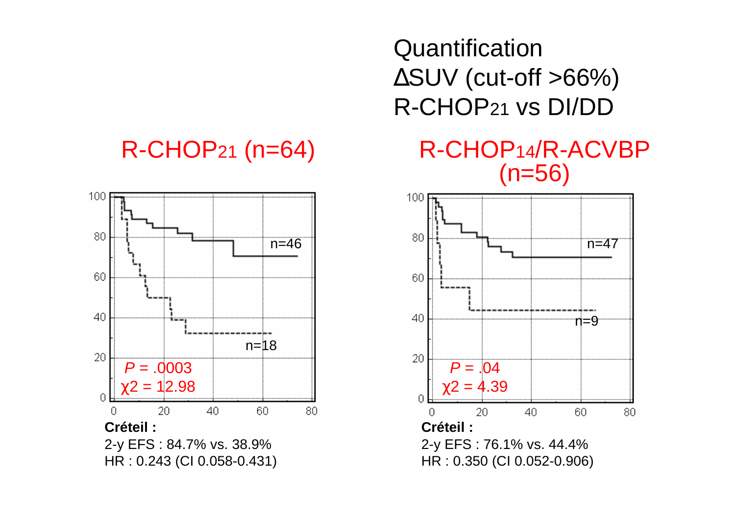# Quantification
# ΔSUV (cut-off >66%)
# R-CHOP21 vs DI/DD

## R-CHOP21 (n=64)

n=46

n=18

*P* = .0003

$\chi 2$ = 12.98

**Créteil :**

2-y EFS : 84.7% vs. 38.9%

HR : 0.243 (CI 0.058-0.431)

## R-CHOP14/R-ACVBP (n=56)

n=47

n=9

*P* = .04

$\chi 2$ = 4.39

**Créteil :**

2-y EFS : 76.1% vs. 44.4%

HR : 0.350 (CI 0.052-0.906)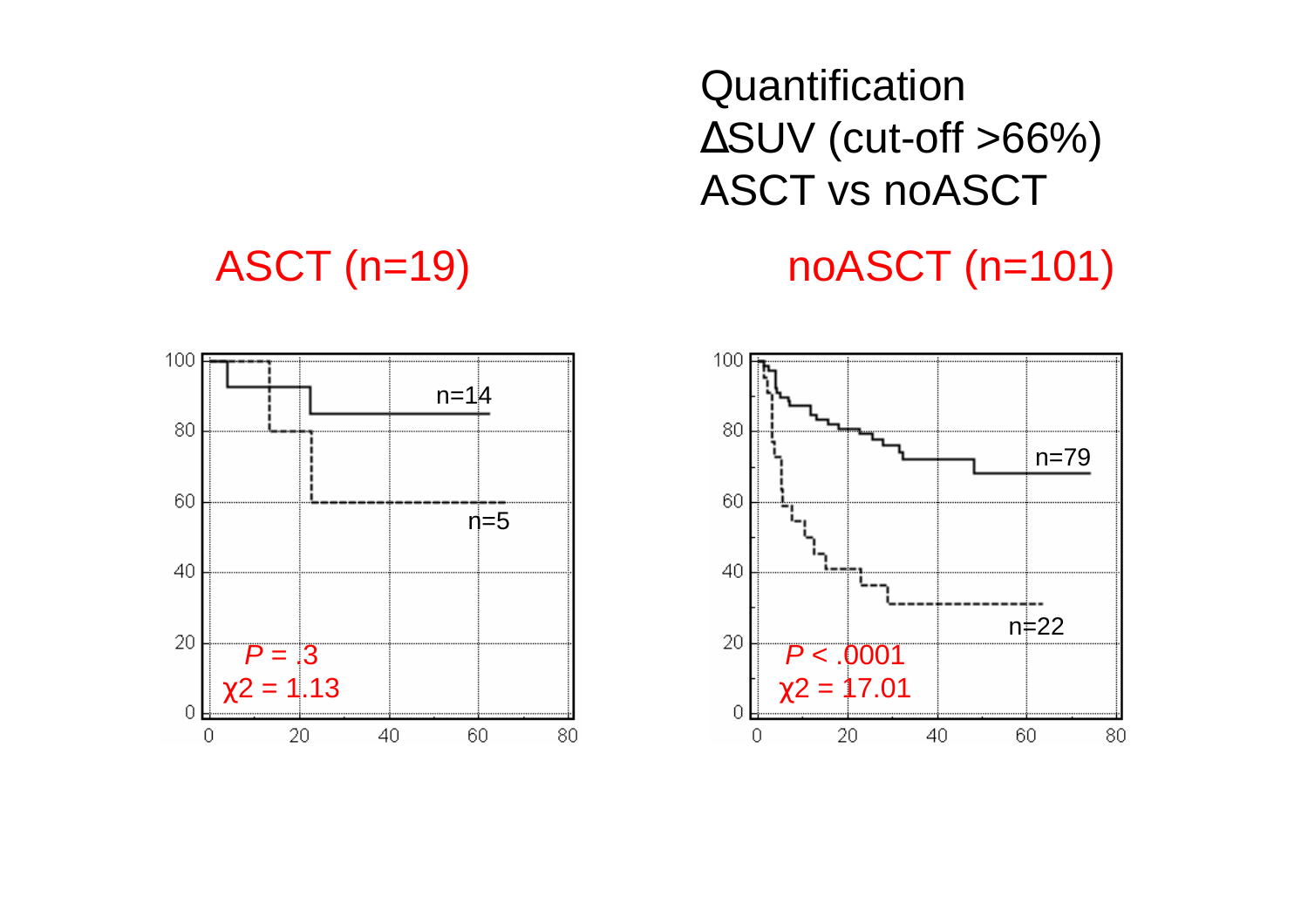Quantification
ΔSUV (cut-off >66%)
ASCT vs noASCT

ASCT (n=19)

n=14

n=5

*P* = .3
$\chi2$ = 1.13

noASCT (n=101)

n=79

n=22

*P* < .0001
$\chi2$ = 17.01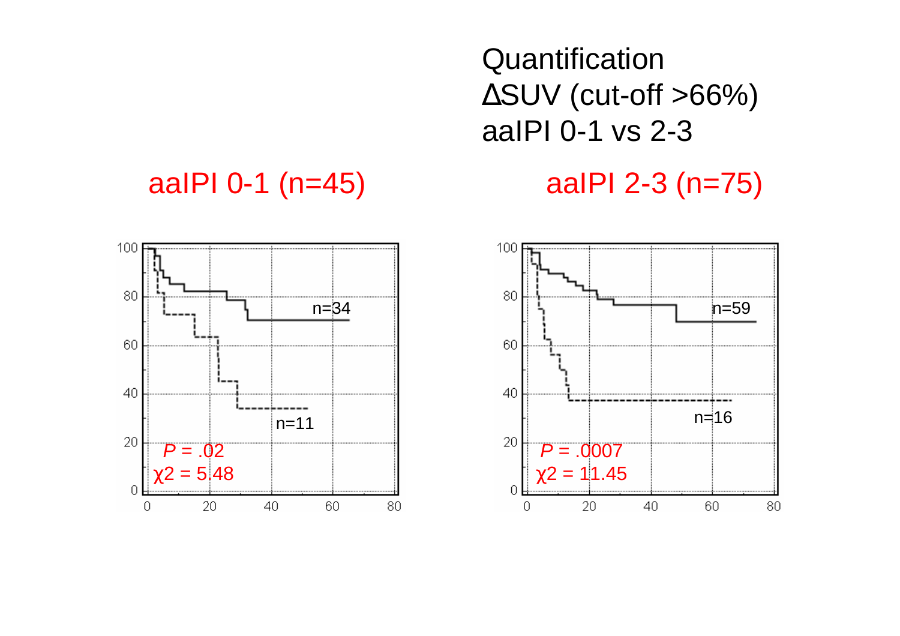Quantification
ΔSUV (cut-off >66%)
aaIPI 0-1 vs 2-3

aaIPI 0-1 (n=45)

n=34

n=11

*P* = .02
$\chi 2$ = 5.48

aaIPI 2-3 (n=75)

n=59

n=16

*P* = .0007
$\chi 2$ = 11.45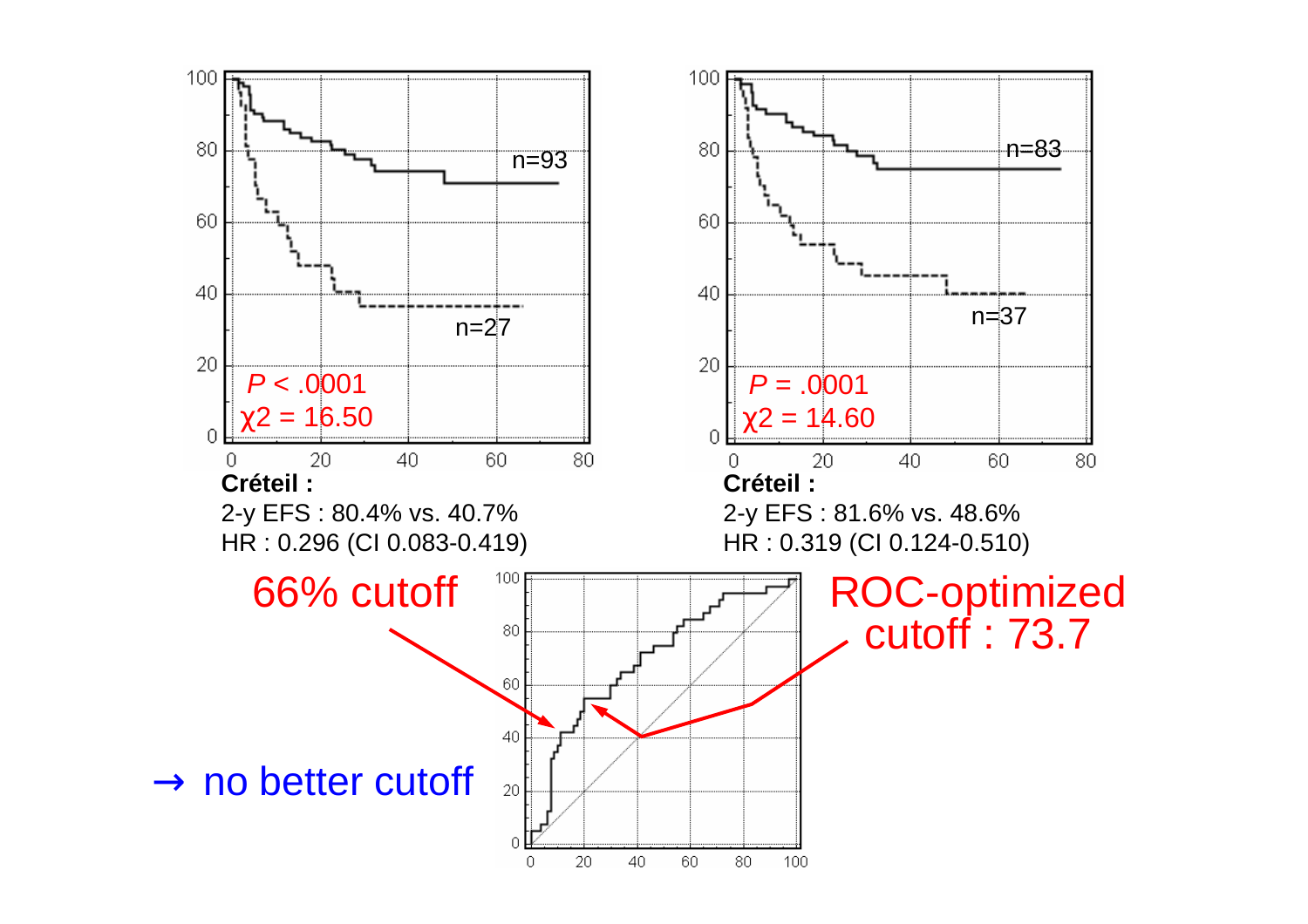**Créteil :**
2-y EFS : 80.4% vs. 40.7%
HR : 0.296 (CI 0.083-0.419)

$P$ < .0001
$\chi2$ = 16.50

n=93
n=27

**Créteil :**
2-y EFS : 81.6% vs. 48.6%
HR : 0.319 (CI 0.124-0.510)

$P$ = .0001
$\chi2$ = 14.60

n=83
n=37

66% cutoff

ROC-optimized cutoff : 73.7

→ no better cutoff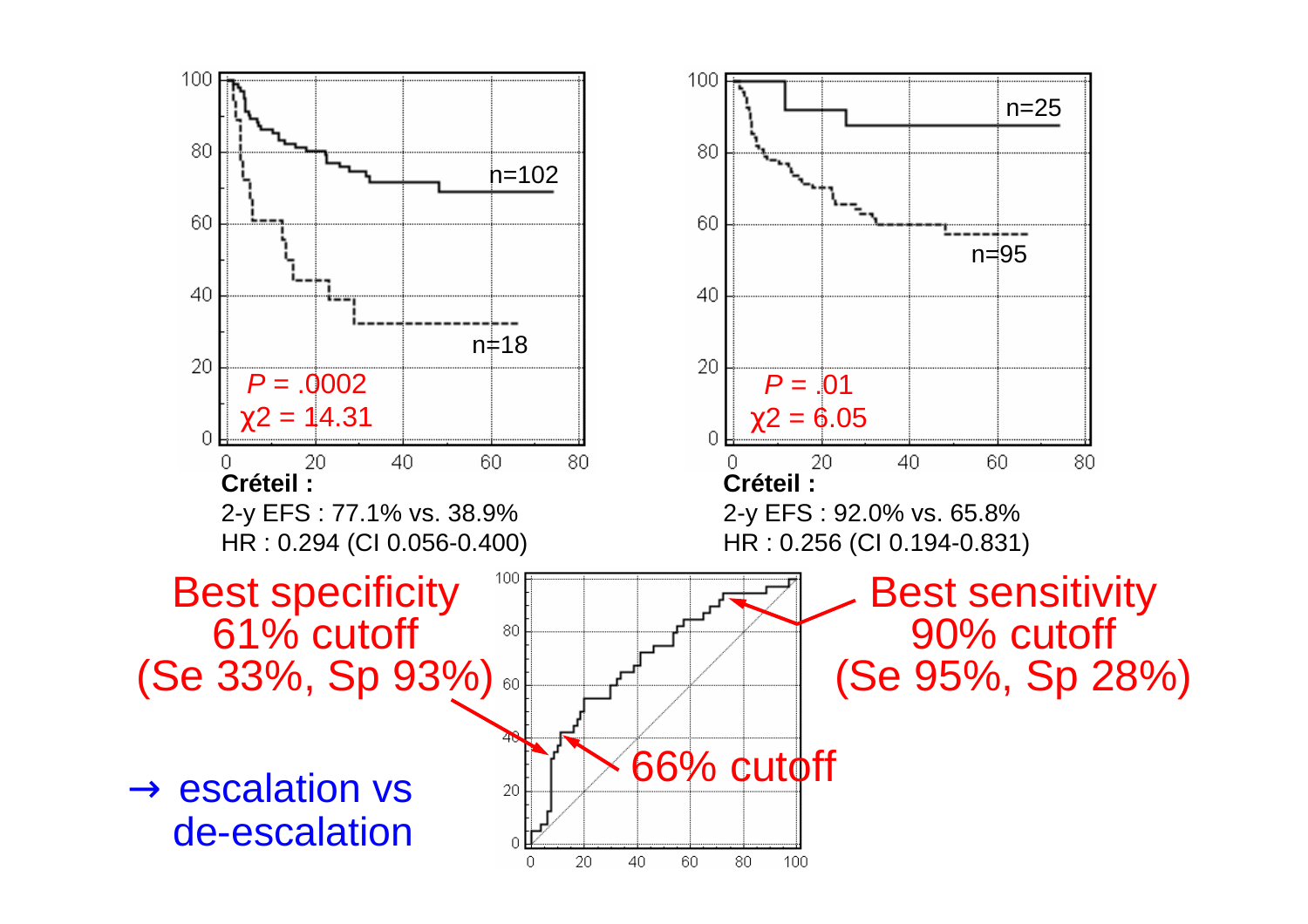**Créteil :**

2-y EFS : 77.1% vs. 38.9%

HR : 0.294 (CI 0.056-0.400)

**Créteil :**

2-y EFS : 92.0% vs. 65.8%

HR : 0.256 (CI 0.194-0.831)

*P* = .0002

χ2 = 14.31

*P* = .01

χ2 = 6.05

Best specificity
61% cutoff
(Se 33%, Sp 93%)

Best sensitivity
90% cutoff
(Se 95%, Sp 28%)

66% cutoff

→ escalation vs de-escalation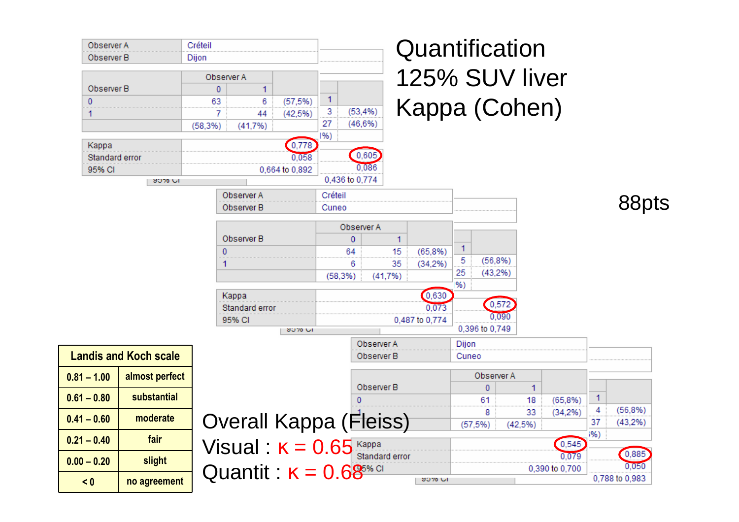# Quantification 125% SUV liver Kappa (Cohen)

88pts

| Observer A | Créteil |
|---|---|
| Observer B | Dijon |

| Observer B | Observer A 0 | Observer A 1 | |
|---|---|---|---|
| 0 | 63 | 6 | (57,5%) |
| 1 | 7 | 44 | (42,5%) |
| | (58,3%) | (41,7%) | |

| | |
|---|---|
| Kappa | 0,778 |
| Standard error | 0,058 |
| 95% CI | 0,664 to 0,892 |

Partially hidden table (behind): 0,605 ; 0,086 ; 0,436 to 0,774

| Observer A | Créteil |
|---|---|
| Observer B | Cuneo |

| Observer B | Observer A 0 | Observer A 1 | |
|---|---|---|---|
| 0 | 64 | 15 | (65,8%) |
| 1 | 6 | 35 | (34,2%) |
| | (58,3%) | (41,7%) | |

| | |
|---|---|
| Kappa | 0,630 |
| Standard error | 0,073 |
| 95% CI | 0,487 to 0,774 |

Partially hidden table (behind): 0,572 ; 0,090 ; 0,396 to 0,749

| Observer A | Dijon |
|---|---|
| Observer B | Cuneo |

| Observer B | Observer A 0 | Observer A 1 | |
|---|---|---|---|
| 0 | 61 | 18 | (65,8%) |
| 1 | 8 | 33 | (34,2%) |
| | (57,5%) | (42,5%) | |

| | |
|---|---|
| Kappa | 0,545 |
| Standard error | 0,079 |
| 95% CI | 0,390 to 0,700 |

Partially hidden table (behind): 0,885 ; 0,050 ; 0,788 to 0,983

| Landis and Koch scale | |
|---|---|
| 0.81 – 1.00 | almost perfect |
| 0.61 – 0.80 | substantial |
| 0.41 – 0.60 | moderate |
| 0.21 – 0.40 | fair |
| 0.00 – 0.20 | slight |
| < 0 | no agreement |

Overall Kappa (Fleiss)

Visual : $\kappa = 0.65$

Quantit : $\kappa = 0.68$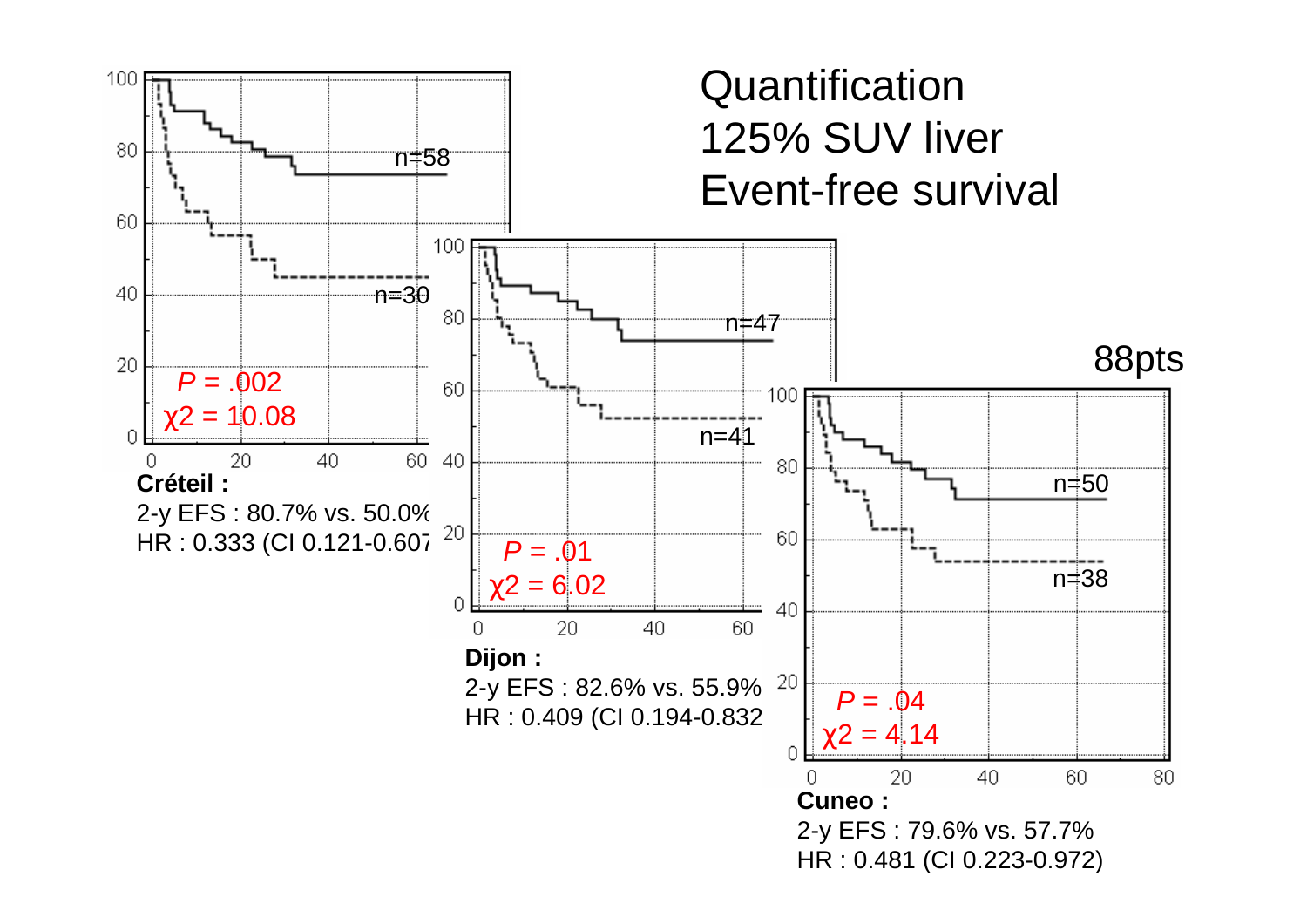# Quantification 125% SUV liver Event-free survival

88pts

**Créteil :**
2-y EFS : 80.7% vs. 50.0%
HR : 0.333 (CI 0.121-0.607

*P* = .002
χ2 = 10.08

n=58
n=30

**Dijon :**
2-y EFS : 82.6% vs. 55.9%
HR : 0.409 (CI 0.194-0.832

*P* = .01
χ2 = 6.02

n=47
n=41

**Cuneo :**
2-y EFS : 79.6% vs. 57.7%
HR : 0.481 (CI 0.223-0.972)

*P* = .04
χ2 = 4.14

n=50
n=38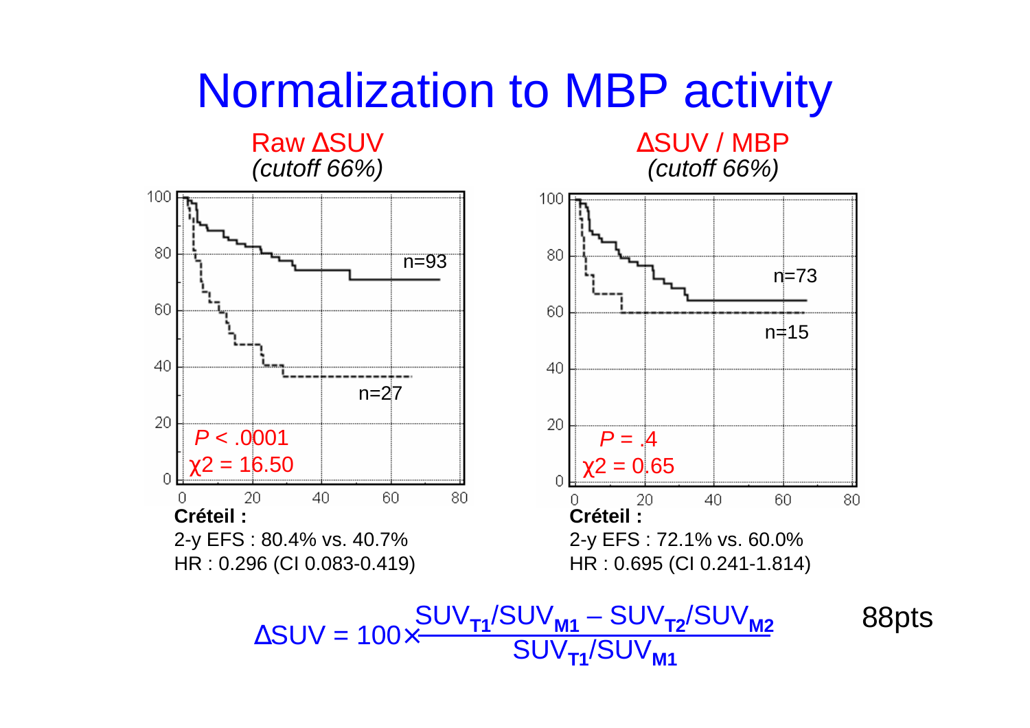# Normalization to MBP activity

**Raw ΔSUV** *(cutoff 66%)*

$P < .0001$

$\chi 2 = 16.50$

n=93

n=27

**Créteil :**

2-y EFS : 80.4% vs. 40.7%

HR : 0.296 (CI 0.083-0.419)

**ΔSUV / MBP** *(cutoff 66%)*

$P = .4$

$\chi 2 = 0.65$

n=73

n=15

**Créteil :**

2-y EFS : 72.1% vs. 60.0%

HR : 0.695 (CI 0.241-1.814)

$$\Delta SUV = 100 \times \frac{SUV_{T1}/SUV_{M1} - SUV_{T2}/SUV_{M2}}{SUV_{T1}/SUV_{M1}}$$

88pts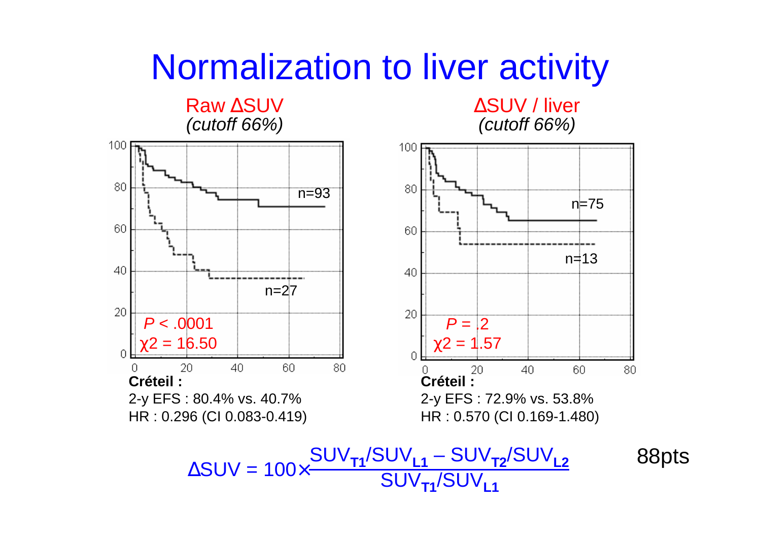# Normalization to liver activity

## Raw ΔSUV
*(cutoff 66%)*

n=93

n=27

*P* < .0001

χ2 = 16.50

**Créteil :**

2-y EFS : 80.4% vs. 40.7%

HR : 0.296 (CI 0.083-0.419)

## ΔSUV / liver
*(cutoff 66%)*

n=75

n=13

*P* = .2

χ2 = 1.57

**Créteil :**

2-y EFS : 72.9% vs. 53.8%

HR : 0.570 (CI 0.169-1.480)

$$\Delta SUV = 100 \times \frac{SUV_{T1}/SUV_{L1} - SUV_{T2}/SUV_{L2}}{SUV_{T1}/SUV_{L1}}$$

88pts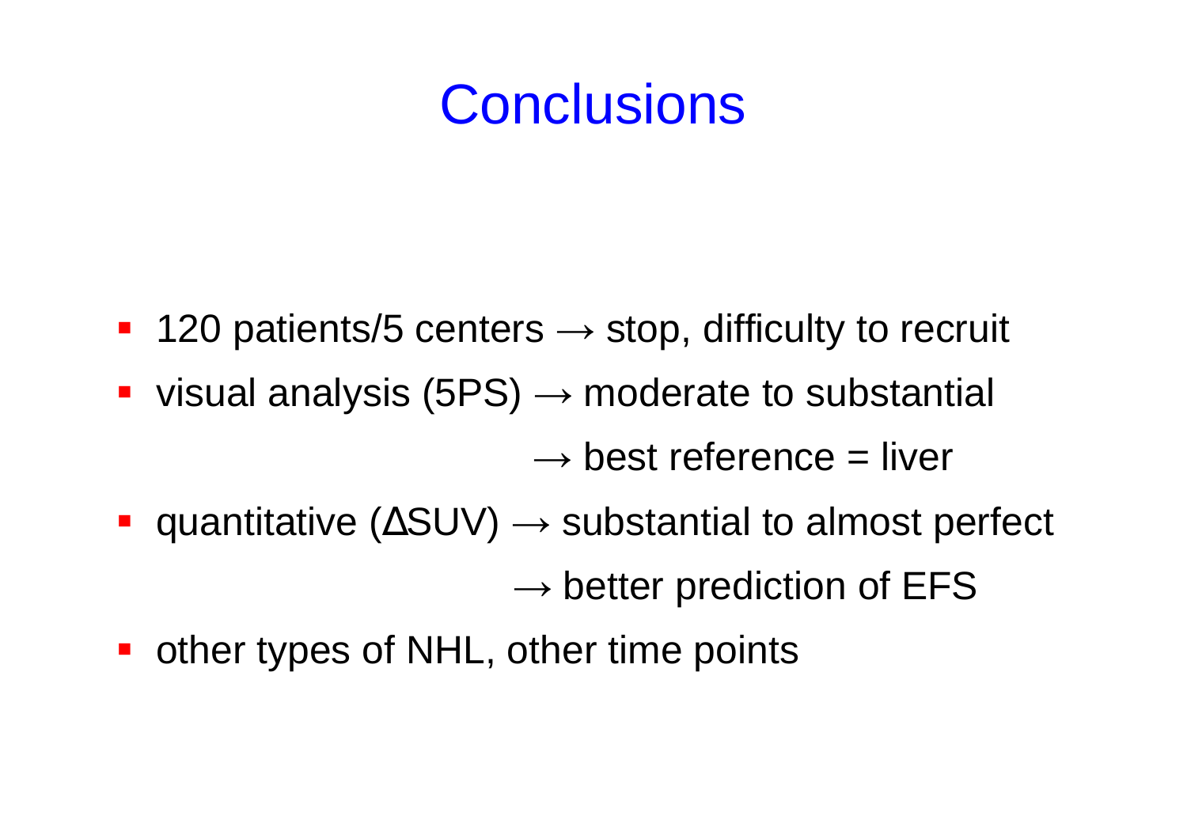# Conclusions

- 120 patients/5 centers → stop, difficulty to recruit
- visual analysis (5PS) → moderate to substantial

  → best reference = liver
- quantitative (ΔSUV) → substantial to almost perfect

  → better prediction of EFS
- other types of NHL, other time points